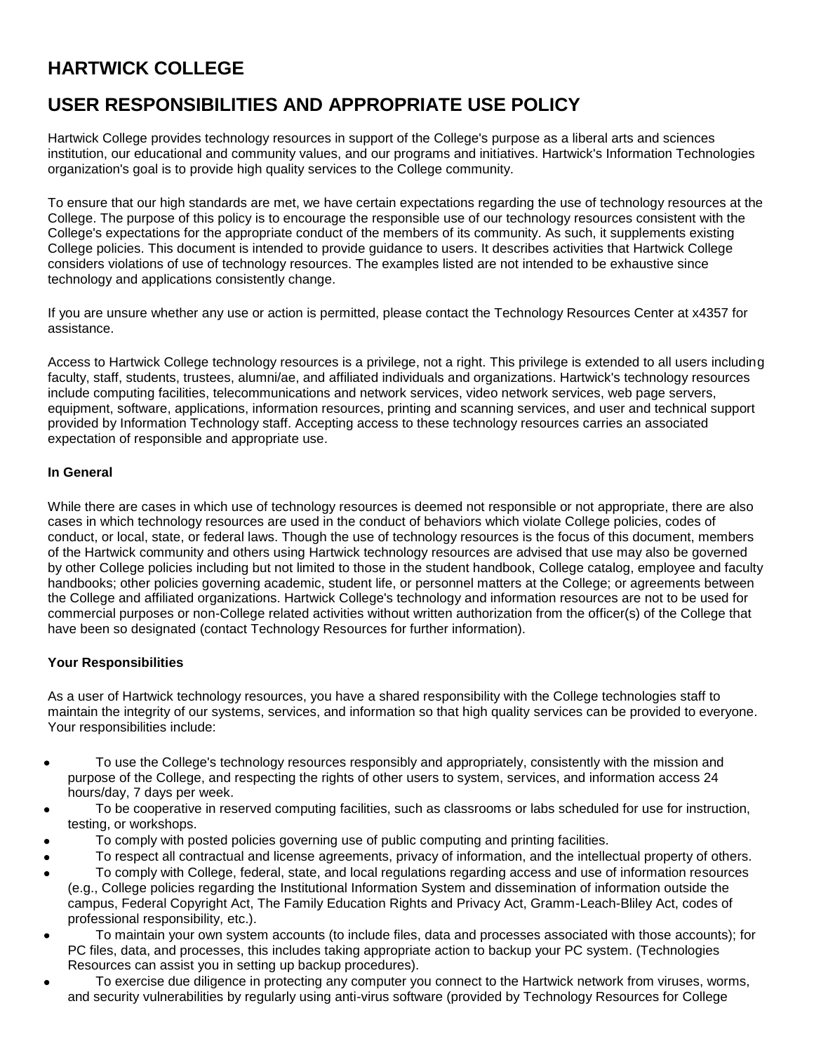# HARTWICK COLLEGE

# USER RESPONSIBILITIES AND APPROPRIATE USE POLICY

Hartwick College provides technology resources in support of the College's purpose as a liberal arts and sciences institution, our educational and community values, and our programs and initiatives. Hartwick's Information Technologies organization's goal is to provide high quality services to the College community.

To ensure that our high standards are met, we have certain expectations regarding the use of technology resources at the College. The purpose of this policy is to encourage the responsible use of our technology resources consistent with the College's expectations for the appropriate conduct of the members of its community. As such, it supplements existing College policies. This document is intended to provide guidance to users. It describes activities that Hartwick College considers violations of use of technology resources. The examples listed are not intended to be exhaustive since technology and applications consistently change.

If you are unsure whether any use or action is permitted, please contact the Technology Resources Center at x4357 for assistance.

Access to Hartwick College technology resources is a privilege, not a right. This privilege is extended to all users including faculty, staff, students, trustees, alumni/ae, and affiliated individuals and organizations. Hartwick's technology resources include computing facilities, telecommunications and network services, video network services, web page servers, equipment, software, applications, information resources, printing and scanning services, and user and technical support provided by Information Technology staff. Accepting access to these technology resources carries an associated expectation of responsible and appropriate use.

**In General**

While there are cases in which use of technology resources is deemed not responsible or not appropriate, there are also cases in which technology resources are used in the conduct of behaviors which violate College policies, codes of conduct, or local, state, or federal laws. Though the use of technology resources is the focus of this document, members of the Hartwick community and others using Hartwick technology resources are advised that use may also be governed by other College policies including but not limited to those in the student handbook, College catalog, employee and faculty handbooks; other policies governing academic, student life, or personnel matters at the College; or agreements between the College and affiliated organizations. Hartwick College's technology and information resources are not to be used for commercial purposes or non-College related activities without written authorization from the officer(s) of the College that have been so designated (contact Technology Resources for further information).

**Your Responsibilities**

As a user of Hartwick technology resources, you have a shared responsibility with the College technologies staff to maintain the integrity of our systems, services, and information so that high quality services can be provided to everyone. Your responsibilities include:

- To use the College's technology resources responsibly and appropriately, consistently with the mission and purpose of the College, and respecting the rights of other users to system, services, and information access 24 hours/day, 7 days per week.
- To be cooperative in reserved computing facilities, such as classrooms or labs scheduled for use for instruction, testing, or workshops.
- To comply with posted policies governing use of public computing and printing facilities.
- To respect all contractual and license agreements, privacy of information, and the intellectual property of others.
- To comply with College, federal, state, and local regulations regarding access and use of information resources (e.g., College policies regarding the Institutional Information System and dissemination of information outside the campus, Federal Copyright Act, The Family Education Rights and Privacy Act, Gramm-Leach-Bliley Act, codes of professional responsibility, etc.).
- To maintain your own system accounts (to include files, data and processes associated with those accounts); for PC files, data, and processes, this includes taking appropriate action to backup your PC system. (Technologies Resources can assist you in setting up backup procedures).
- To exercise due diligence in protecting any computer you connect to the Hartwick network from viruses, worms, and security vulnerabilities by regularly using anti-virus software (provided by Technology Resources for College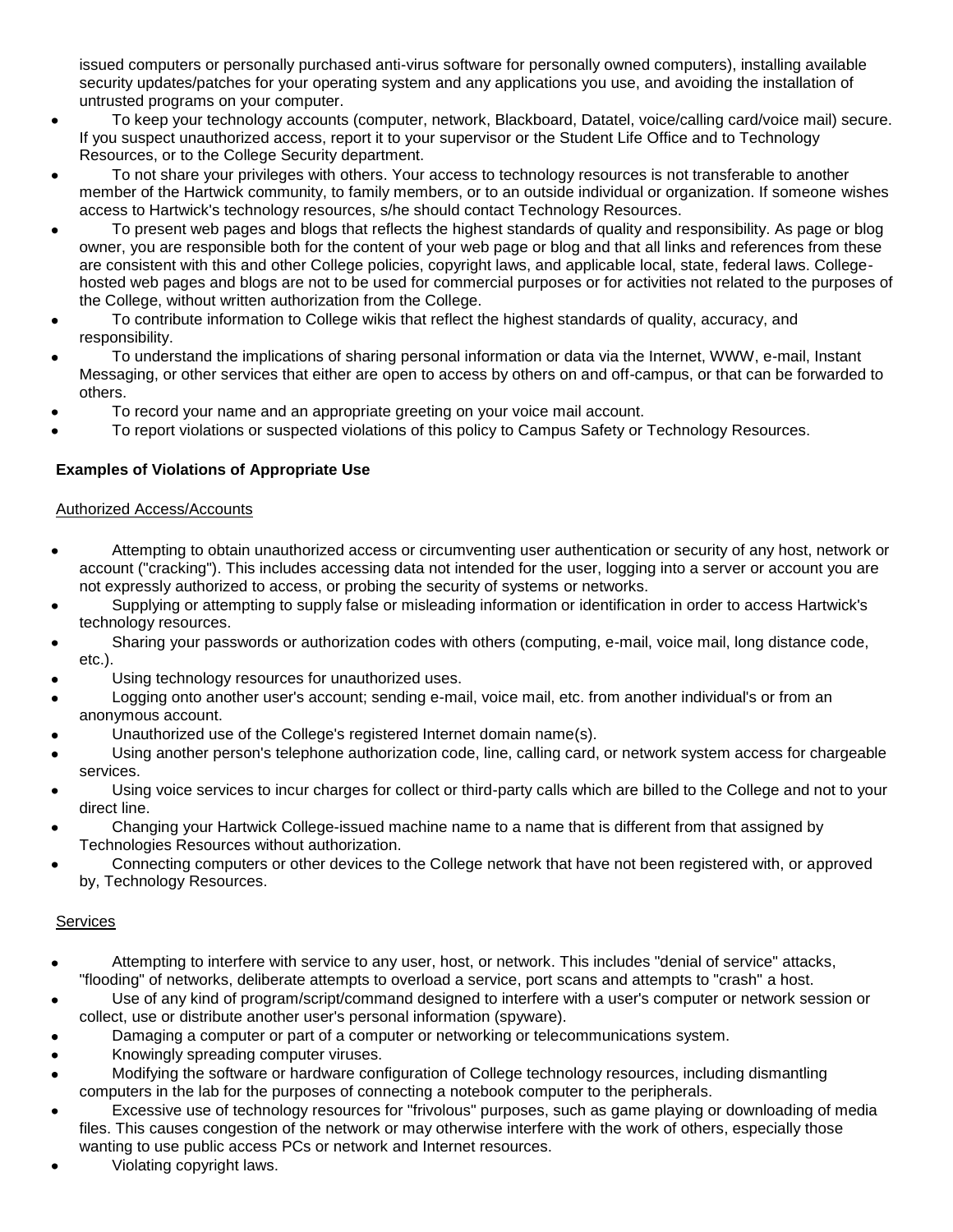issued computers or personally purchased anti-virus software for personally owned computers), installing available security updates/patches for your operating system and any applications you use, and avoiding the installation of untrusted programs on your computer.

- To keep your technology accounts (computer, network, Blackboard, Datatel, voice/calling card/voice mail) secure. If you suspect unauthorized access, report it to your supervisor or the Student Life Office and to Technology Resources, or to the College Security department.
- To not share your privileges with others. Your access to technology resources is not transferable to another member of the Hartwick community, to family members, or to an outside individual or organization. If someone wishes access to Hartwick's technology resources, s/he should contact Technology Resources.
- To present web pages and blogs that reflects the highest standards of quality and responsibility. As page or blog owner, you are responsible both for the content of your web page or blog and that all links and references from these are consistent with this and other College policies, copyright laws, and applicable local, state, federal laws. College-hosted web pages and blogs are not to be used for commercial purposes or for activities not related to the purposes of the College, without written authorization from the College.
- To contribute information to College wikis that reflect the highest standards of quality, accuracy, and responsibility.
- To understand the implications of sharing personal information or data via the Internet, WWW, e-mail, Instant Messaging, or other services that either are open to access by others on and off-campus, or that can be forwarded to others.
- To record your name and an appropriate greeting on your voice mail account.
- To report violations or suspected violations of this policy to Campus Safety or Technology Resources.

**Examples of Violations of Appropriate Use**

<u>Authorized Access/Accounts</u>

- Attempting to obtain unauthorized access or circumventing user authentication or security of any host, network or account ("cracking"). This includes accessing data not intended for the user, logging into a server or account you are not expressly authorized to access, or probing the security of systems or networks.
- Supplying or attempting to supply false or misleading information or identification in order to access Hartwick's technology resources.
- Sharing your passwords or authorization codes with others (computing, e-mail, voice mail, long distance code, etc.).
- Using technology resources for unauthorized uses.
- Logging onto another user's account; sending e-mail, voice mail, etc. from another individual's or from an anonymous account.
- Unauthorized use of the College's registered Internet domain name(s).
- Using another person's telephone authorization code, line, calling card, or network system access for chargeable services.
- Using voice services to incur charges for collect or third-party calls which are billed to the College and not to your direct line.
- Changing your Hartwick College-issued machine name to a name that is different from that assigned by Technologies Resources without authorization.
- Connecting computers or other devices to the College network that have not been registered with, or approved by, Technology Resources.

<u>Services</u>

- Attempting to interfere with service to any user, host, or network. This includes "denial of service" attacks, "flooding" of networks, deliberate attempts to overload a service, port scans and attempts to "crash" a host.
- Use of any kind of program/script/command designed to interfere with a user's computer or network session or collect, use or distribute another user's personal information (spyware).
- Damaging a computer or part of a computer or networking or telecommunications system.
- Knowingly spreading computer viruses.
- Modifying the software or hardware configuration of College technology resources, including dismantling computers in the lab for the purposes of connecting a notebook computer to the peripherals.
- Excessive use of technology resources for "frivolous" purposes, such as game playing or downloading of media files. This causes congestion of the network or may otherwise interfere with the work of others, especially those wanting to use public access PCs or network and Internet resources.
- Violating copyright laws.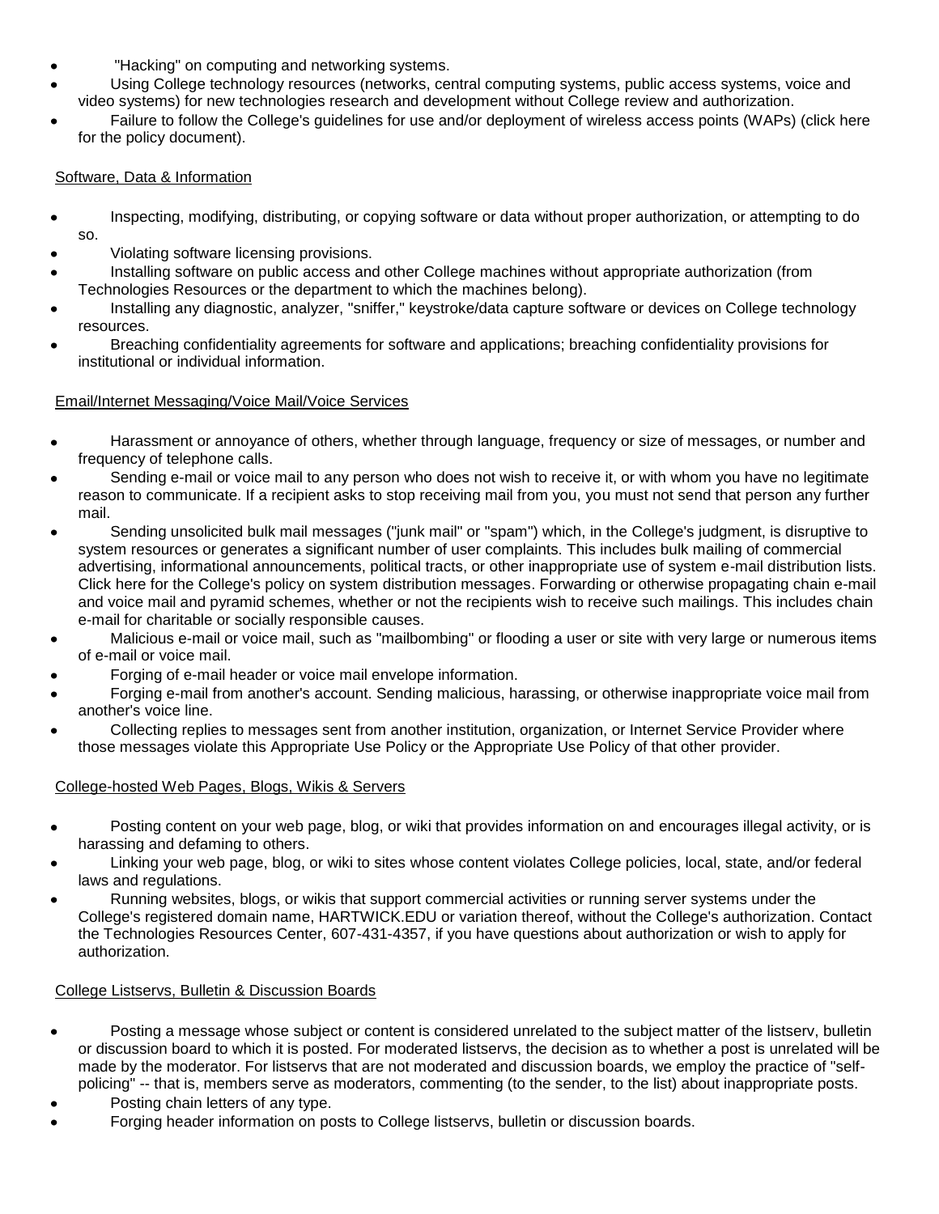- "Hacking" on computing and networking systems.
- Using College technology resources (networks, central computing systems, public access systems, voice and video systems) for new technologies research and development without College review and authorization.
- Failure to follow the College's guidelines for use and/or deployment of wireless access points (WAPs) (click here for the policy document).

Software, Data & Information

- Inspecting, modifying, distributing, or copying software or data without proper authorization, or attempting to do so.
- Violating software licensing provisions.
- Installing software on public access and other College machines without appropriate authorization (from Technologies Resources or the department to which the machines belong).
- Installing any diagnostic, analyzer, "sniffer," keystroke/data capture software or devices on College technology resources.
- Breaching confidentiality agreements for software and applications; breaching confidentiality provisions for institutional or individual information.

Email/Internet Messaging/Voice Mail/Voice Services

- Harassment or annoyance of others, whether through language, frequency or size of messages, or number and frequency of telephone calls.
- Sending e-mail or voice mail to any person who does not wish to receive it, or with whom you have no legitimate reason to communicate. If a recipient asks to stop receiving mail from you, you must not send that person any further mail.
- Sending unsolicited bulk mail messages ("junk mail" or "spam") which, in the College's judgment, is disruptive to system resources or generates a significant number of user complaints. This includes bulk mailing of commercial advertising, informational announcements, political tracts, or other inappropriate use of system e-mail distribution lists. Click here for the College's policy on system distribution messages. Forwarding or otherwise propagating chain e-mail and voice mail and pyramid schemes, whether or not the recipients wish to receive such mailings. This includes chain e-mail for charitable or socially responsible causes.
- Malicious e-mail or voice mail, such as "mailbombing" or flooding a user or site with very large or numerous items of e-mail or voice mail.
- Forging of e-mail header or voice mail envelope information.
- Forging e-mail from another's account. Sending malicious, harassing, or otherwise inappropriate voice mail from another's voice line.
- Collecting replies to messages sent from another institution, organization, or Internet Service Provider where those messages violate this Appropriate Use Policy or the Appropriate Use Policy of that other provider.

College-hosted Web Pages, Blogs, Wikis & Servers

- Posting content on your web page, blog, or wiki that provides information on and encourages illegal activity, or is harassing and defaming to others.
- Linking your web page, blog, or wiki to sites whose content violates College policies, local, state, and/or federal laws and regulations.
- Running websites, blogs, or wikis that support commercial activities or running server systems under the College's registered domain name, HARTWICK.EDU or variation thereof, without the College's authorization. Contact the Technologies Resources Center, 607-431-4357, if you have questions about authorization or wish to apply for authorization.

College Listservs, Bulletin & Discussion Boards

- Posting a message whose subject or content is considered unrelated to the subject matter of the listserv, bulletin or discussion board to which it is posted. For moderated listservs, the decision as to whether a post is unrelated will be made by the moderator. For listservs that are not moderated and discussion boards, we employ the practice of "self-policing" -- that is, members serve as moderators, commenting (to the sender, to the list) about inappropriate posts.
- Posting chain letters of any type.
- Forging header information on posts to College listservs, bulletin or discussion boards.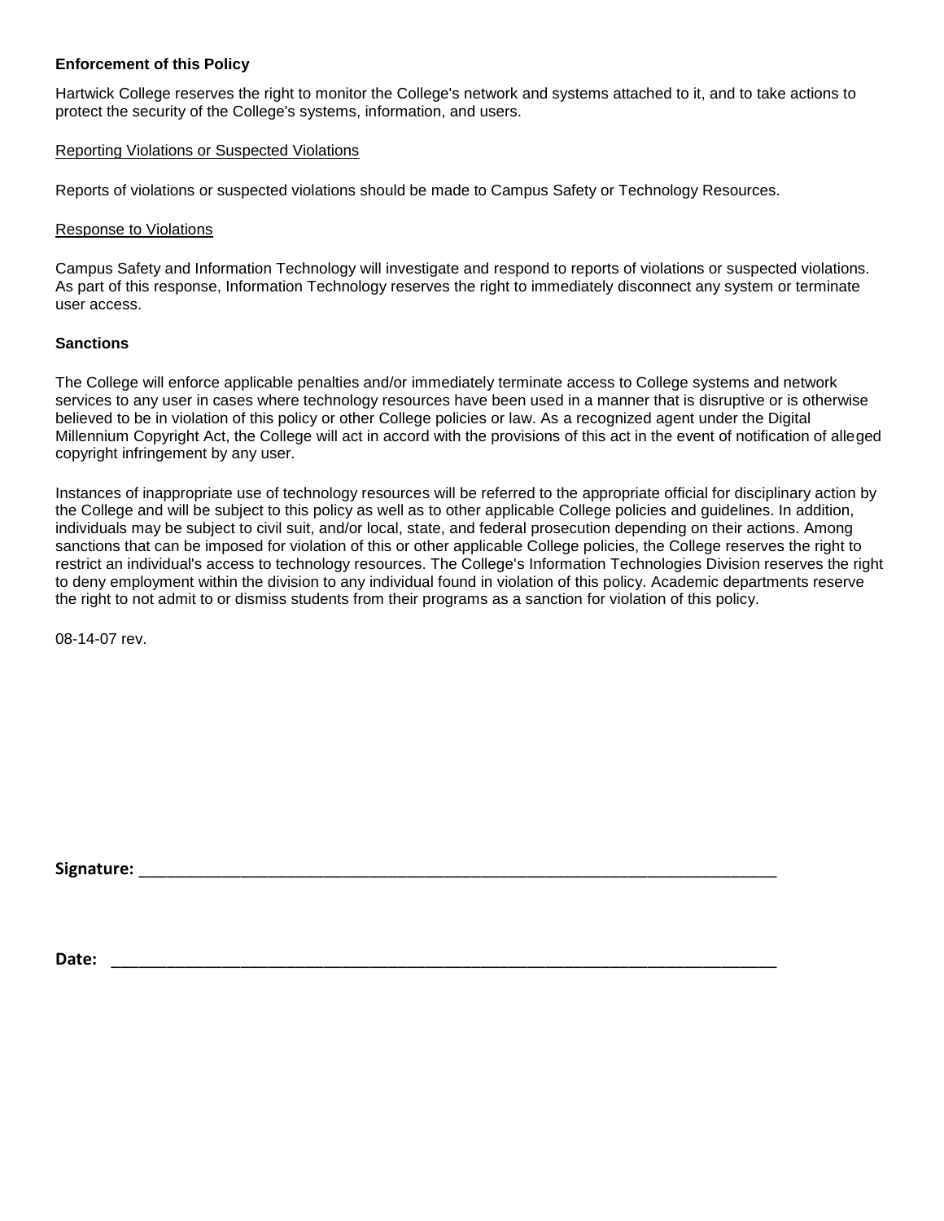**Enforcement of this Policy**

Hartwick College reserves the right to monitor the College's network and systems attached to it, and to take actions to protect the security of the College's systems, information, and users.

Reporting Violations or Suspected Violations

Reports of violations or suspected violations should be made to Campus Safety or Technology Resources.

Response to Violations

Campus Safety and Information Technology will investigate and respond to reports of violations or suspected violations. As part of this response, Information Technology reserves the right to immediately disconnect any system or terminate user access.

**Sanctions**

The College will enforce applicable penalties and/or immediately terminate access to College systems and network services to any user in cases where technology resources have been used in a manner that is disruptive or is otherwise believed to be in violation of this policy or other College policies or law. As a recognized agent under the Digital Millennium Copyright Act, the College will act in accord with the provisions of this act in the event of notification of alleged copyright infringement by any user.

Instances of inappropriate use of technology resources will be referred to the appropriate official for disciplinary action by the College and will be subject to this policy as well as to other applicable College policies and guidelines. In addition, individuals may be subject to civil suit, and/or local, state, and federal prosecution depending on their actions. Among sanctions that can be imposed for violation of this or other applicable College policies, the College reserves the right to restrict an individual's access to technology resources. The College's Information Technologies Division reserves the right to deny employment within the division to any individual found in violation of this policy. Academic departments reserve the right to not admit to or dismiss students from their programs as a sanction for violation of this policy.

08-14-07 rev.

**Signature:** ___________________________________________________________________________

**Date:** ___________________________________________________________________________